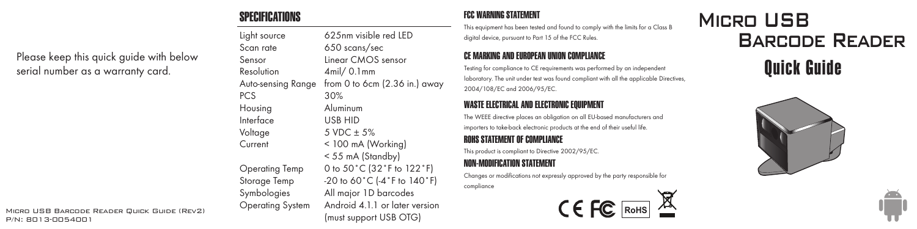Please keep this quick guide with below serial number as a warranty card.

Micro USB Barcode Reader Quick Guide (Rev2)
P/N: 8013-0054001

## SPECIFICATIONS

| | |
|---|---|
| Light source | 625nm visible red LED |
| Scan rate | 650 scans/sec |
| Sensor | Linear CMOS sensor |
| Resolution | 4mil/ 0.1mm |
| Auto-sensing Range | from 0 to 6cm (2.36 in.) away |
| PCS | 30% |
| Housing | Aluminum |
| Interface | USB HID |
| Voltage | 5 VDC ± 5% |
| Current | < 100 mA (Working)<br>< 55 mA (Standby) |
| Operating Temp | 0 to 50˚C (32˚F to 122˚F) |
| Storage Temp | -20 to 60˚C (-4˚F to 140˚F) |
| Symbologies | All major 1D barcodes |
| Operating System | Android 4.1.1 or later version (must support USB OTG) |

### FCC WARNING STATEMENT

This equipment has been tested and found to comply with the limits for a Class B digital device, pursuant to Part 15 of the FCC Rules.

### CE MARKING AND EUROPEAN UNION COMPLIANCE

Testing for compliance to CE requirements was performed by an independent laboratory. The unit under test was found compliant with all the applicable Directives, 2004/108/EC and 2006/95/EC.

### WASTE ELECTRICAL AND ELECTRONIC EQUIPMENT

The WEEE directive places an obligation on all EU-based manufacturers and importers to take-back electronic products at the end of their useful life.

### ROHS STATEMENT OF COMPLIANCE

This product is compliant to Directive 2002/95/EC.

### NON-MODIFICATION STATEMENT

Changes or modifications not expressly approved by the party responsible for compliance

CE FC RoHS

# Micro USB Barcode Reader

## Quick Guide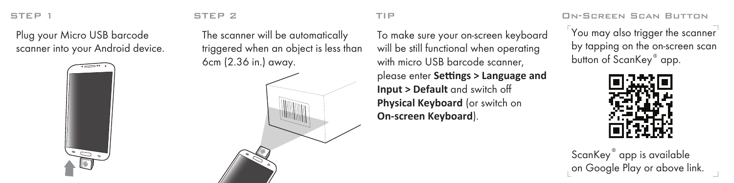## STEP 1

Plug your Micro USB barcode scanner into your Android device.

## STEP 2

The scanner will be automatically triggered when an object is less than 6cm (2.36 in.) away.

## TIP

To make sure your on-screen keyboard will be still functional when operating with micro USB barcode scanner, please enter **Settings > Language and Input > Default** and switch off **Physical Keyboard** (or switch on **On-screen Keyboard**).

## On-Screen Scan Button

You may also trigger the scanner by tapping on the on-screen scan button of ScanKey® app.

ScanKey® app is available on Google Play or above link.